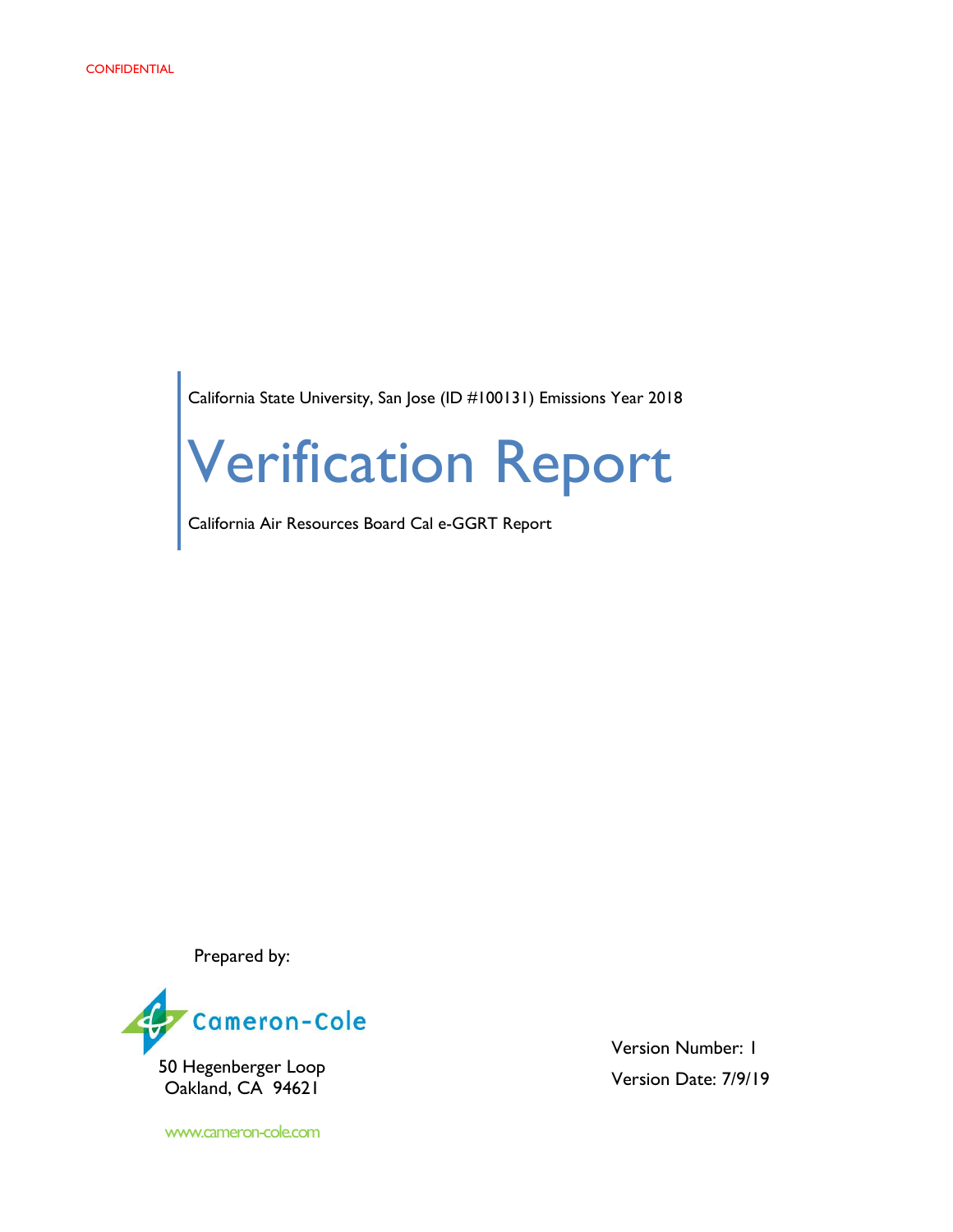CONFIDENTIAL

California State University, San Jose (ID #100131) Emissions Year 2018

# Verification Report

California Air Resources Board Cal e-GGRT Report

Prepared by:

Cameron-Cole

50 Hegenberger Loop
Oakland, CA 94621

www.cameron-cole.com

Version Number: 1

Version Date: 7/9/19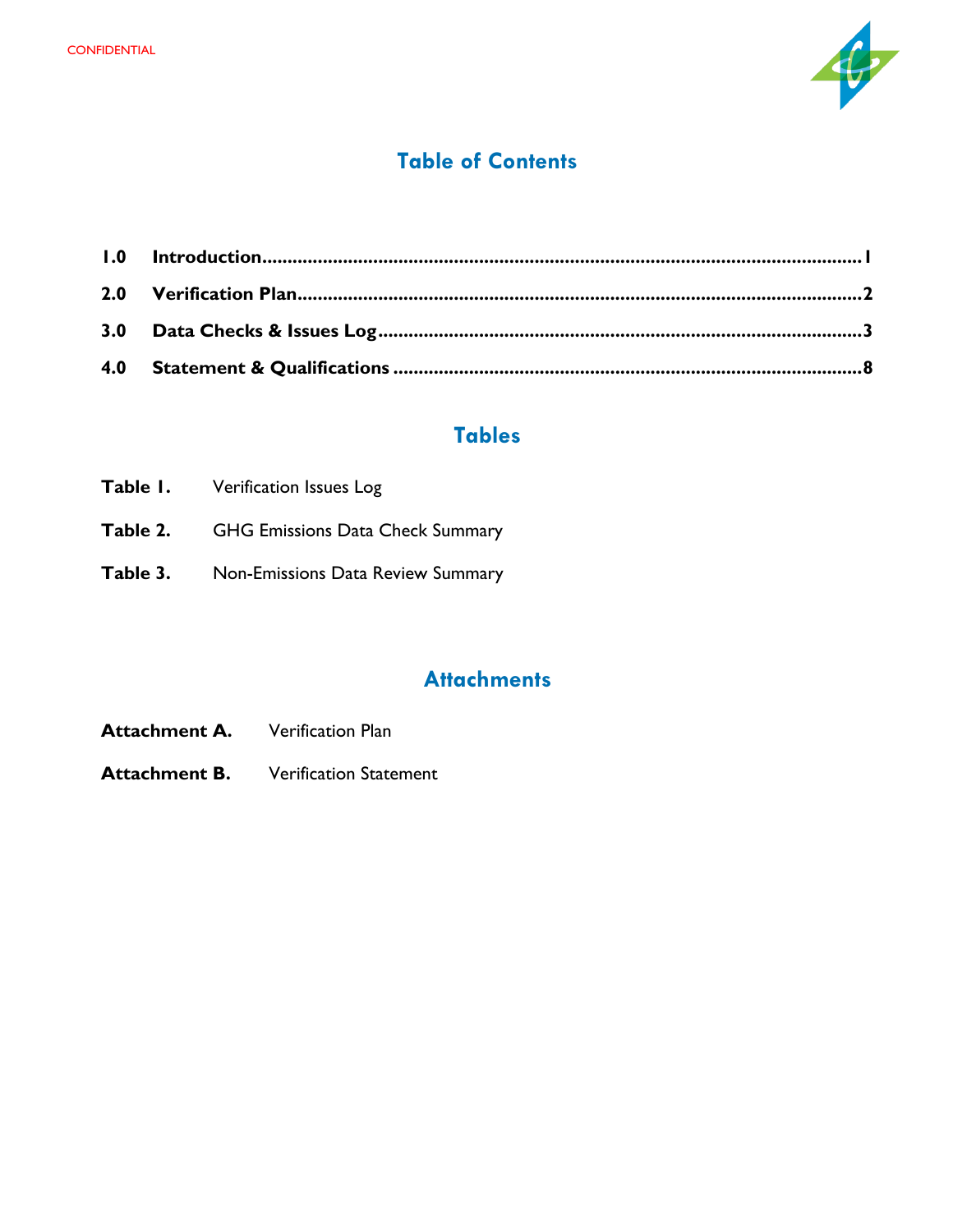CONFIDENTIAL

# Table of Contents

| | | |
|---|---|---|
| **1.0** | **Introduction** | **1** |
| **2.0** | **Verification Plan** | **2** |
| **3.0** | **Data Checks & Issues Log** | **3** |
| **4.0** | **Statement & Qualifications** | **8** |

# Tables

**Table 1.** Verification Issues Log

**Table 2.** GHG Emissions Data Check Summary

**Table 3.** Non-Emissions Data Review Summary

# Attachments

**Attachment A.** Verification Plan

**Attachment B.** Verification Statement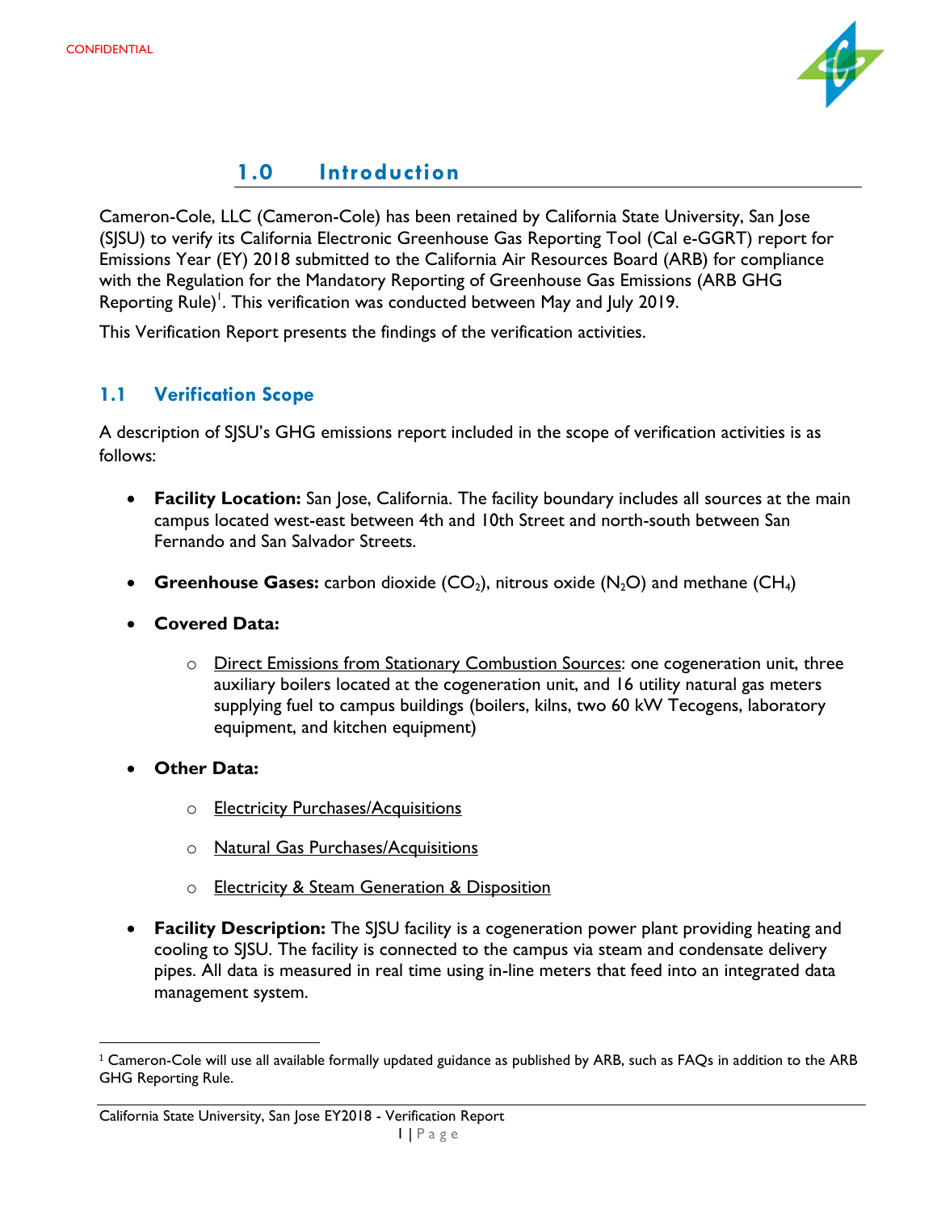CONFIDENTIAL

# 1.0 Introduction

Cameron-Cole, LLC (Cameron-Cole) has been retained by California State University, San Jose (SJSU) to verify its California Electronic Greenhouse Gas Reporting Tool (Cal e-GGRT) report for Emissions Year (EY) 2018 submitted to the California Air Resources Board (ARB) for compliance with the Regulation for the Mandatory Reporting of Greenhouse Gas Emissions (ARB GHG Reporting Rule)[1]. This verification was conducted between May and July 2019.

This Verification Report presents the findings of the verification activities.

## 1.1 Verification Scope

A description of SJSU's GHG emissions report included in the scope of verification activities is as follows:

- **Facility Location:** San Jose, California. The facility boundary includes all sources at the main campus located west-east between 4th and 10th Street and north-south between San Fernando and San Salvador Streets.
- **Greenhouse Gases:** carbon dioxide ($CO_2$), nitrous oxide ($N_2O$) and methane ($CH_4$)
- **Covered Data:**
  - Direct Emissions from Stationary Combustion Sources: one cogeneration unit, three auxiliary boilers located at the cogeneration unit, and 16 utility natural gas meters supplying fuel to campus buildings (boilers, kilns, two 60 kW Tecogens, laboratory equipment, and kitchen equipment)
- **Other Data:**
  - Electricity Purchases/Acquisitions
  - Natural Gas Purchases/Acquisitions
  - Electricity & Steam Generation & Disposition
- **Facility Description:** The SJSU facility is a cogeneration power plant providing heating and cooling to SJSU. The facility is connected to the campus via steam and condensate delivery pipes. All data is measured in real time using in-line meters that feed into an integrated data management system.

[1] Cameron-Cole will use all available formally updated guidance as published by ARB, such as FAQs in addition to the ARB GHG Reporting Rule.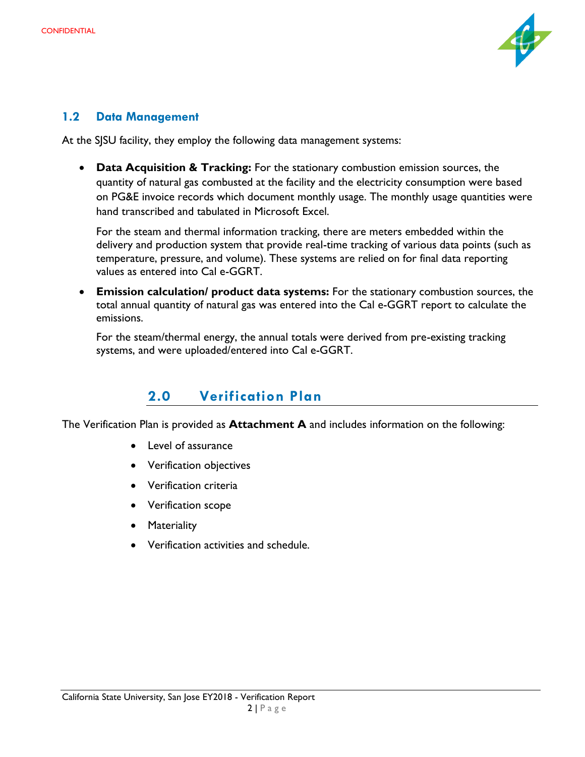## 1.2 Data Management

At the SJSU facility, they employ the following data management systems:

- **Data Acquisition & Tracking:** For the stationary combustion emission sources, the quantity of natural gas combusted at the facility and the electricity consumption were based on PG&E invoice records which document monthly usage. The monthly usage quantities were hand transcribed and tabulated in Microsoft Excel.

  For the steam and thermal information tracking, there are meters embedded within the delivery and production system that provide real-time tracking of various data points (such as temperature, pressure, and volume). These systems are relied on for final data reporting values as entered into Cal e-GGRT.

- **Emission calculation/ product data systems:** For the stationary combustion sources, the total annual quantity of natural gas was entered into the Cal e-GGRT report to calculate the emissions.

  For the steam/thermal energy, the annual totals were derived from pre-existing tracking systems, and were uploaded/entered into Cal e-GGRT.

# 2.0 Verification Plan

The Verification Plan is provided as **Attachment A** and includes information on the following:

- Level of assurance
- Verification objectives
- Verification criteria
- Verification scope
- Materiality
- Verification activities and schedule.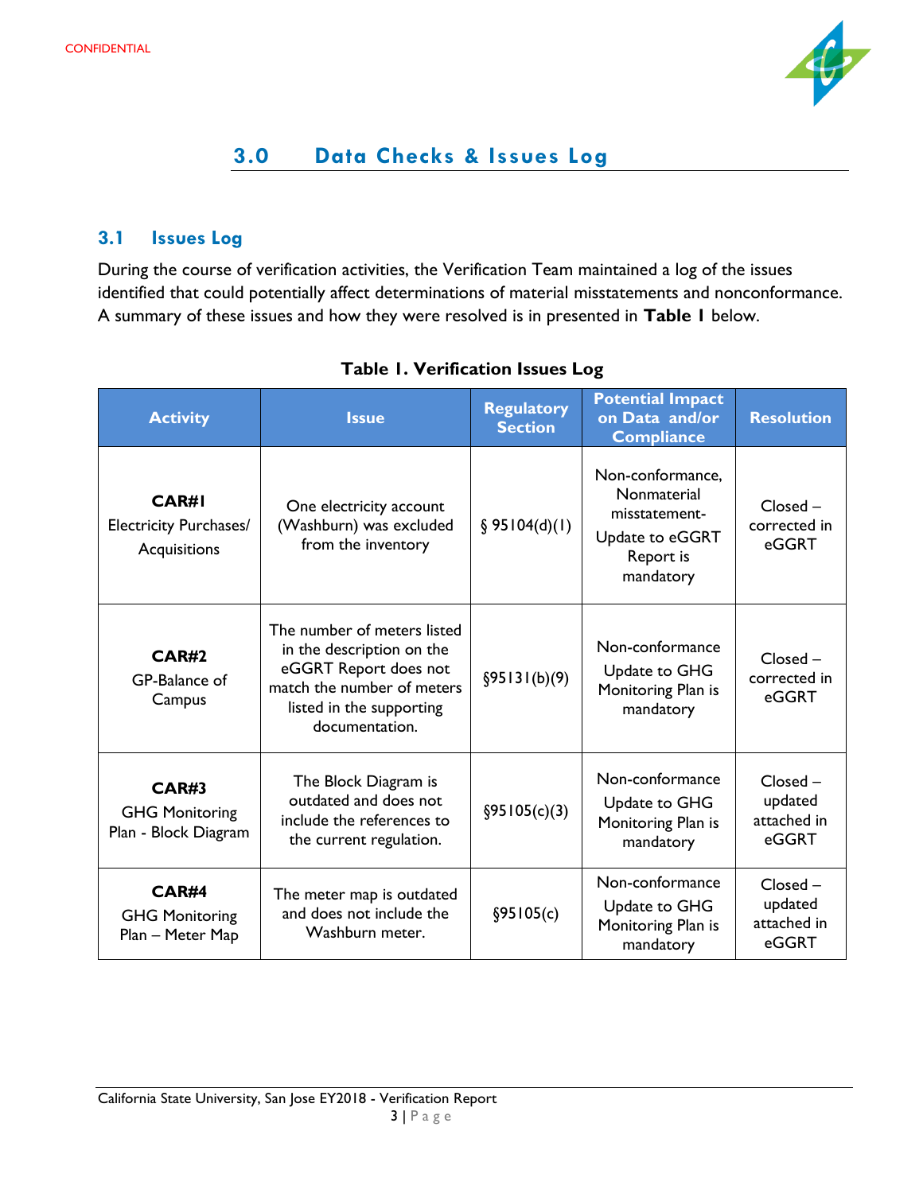CONFIDENTIAL

# 3.0 Data Checks & Issues Log

## 3.1 Issues Log

During the course of verification activities, the Verification Team maintained a log of the issues identified that could potentially affect determinations of material misstatements and nonconformance. A summary of these issues and how they were resolved is in presented in **Table 1** below.

**Table 1. Verification Issues Log**

| Activity | Issue | Regulatory Section | Potential Impact on Data and/or Compliance | Resolution |
|---|---|---|---|---|
| **CAR#1** Electricity Purchases/ Acquisitions | One electricity account (Washburn) was excluded from the inventory | § 95104(d)(1) | Non-conformance, Nonmaterial misstatement- Update to eGGRT Report is mandatory | Closed – corrected in eGGRT |
| **CAR#2** GP-Balance of Campus | The number of meters listed in the description on the eGGRT Report does not match the number of meters listed in the supporting documentation. | §95131(b)(9) | Non-conformance Update to GHG Monitoring Plan is mandatory | Closed – corrected in eGGRT |
| **CAR#3** GHG Monitoring Plan - Block Diagram | The Block Diagram is outdated and does not include the references to the current regulation. | §95105(c)(3) | Non-conformance Update to GHG Monitoring Plan is mandatory | Closed – updated attached in eGGRT |
| **CAR#4** GHG Monitoring Plan – Meter Map | The meter map is outdated and does not include the Washburn meter. | §95105(c) | Non-conformance Update to GHG Monitoring Plan is mandatory | Closed – updated attached in eGGRT |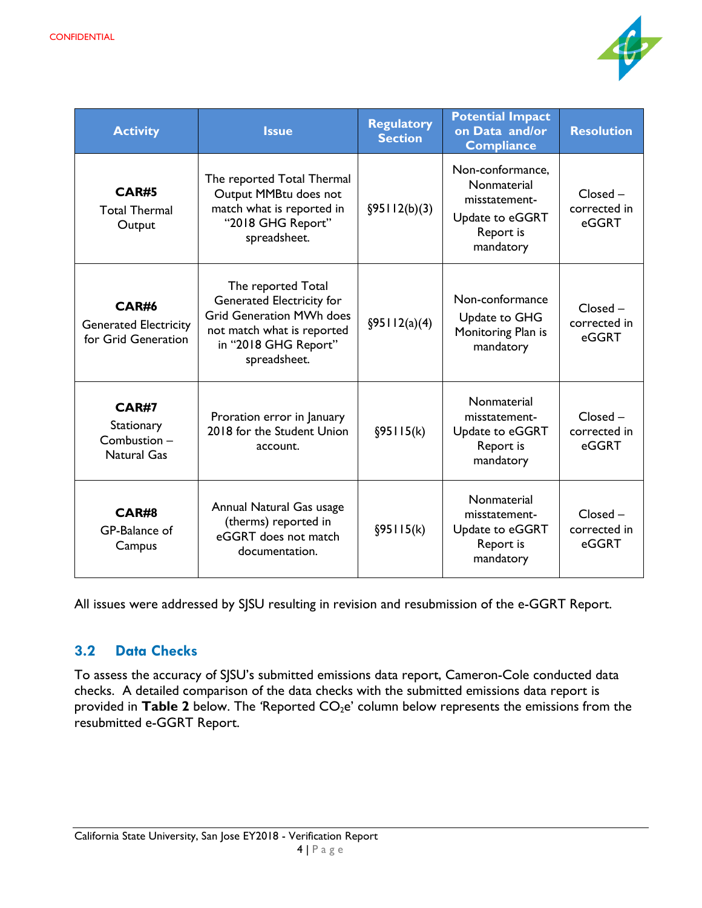CONFIDENTIAL

| Activity | Issue | Regulatory Section | Potential Impact on Data and/or Compliance | Resolution |
|---|---|---|---|---|
| **CAR#5** Total Thermal Output | The reported Total Thermal Output MMBtu does not match what is reported in "2018 GHG Report" spreadsheet. | §95112(b)(3) | Non-conformance, Nonmaterial misstatement- Update to eGGRT Report is mandatory | Closed – corrected in eGGRT |
| **CAR#6** Generated Electricity for Grid Generation | The reported Total Generated Electricity for Grid Generation MWh does not match what is reported in "2018 GHG Report" spreadsheet. | §95112(a)(4) | Non-conformance Update to GHG Monitoring Plan is mandatory | Closed – corrected in eGGRT |
| **CAR#7** Stationary Combustion – Natural Gas | Proration error in January 2018 for the Student Union account. | §95115(k) | Nonmaterial misstatement- Update to eGGRT Report is mandatory | Closed – corrected in eGGRT |
| **CAR#8** GP-Balance of Campus | Annual Natural Gas usage (therms) reported in eGGRT does not match documentation. | §95115(k) | Nonmaterial misstatement- Update to eGGRT Report is mandatory | Closed – corrected in eGGRT |

All issues were addressed by SJSU resulting in revision and resubmission of the e-GGRT Report.

## 3.2 Data Checks

To assess the accuracy of SJSU's submitted emissions data report, Cameron-Cole conducted data checks. A detailed comparison of the data checks with the submitted emissions data report is provided in **Table 2** below. The 'Reported $CO_2$e' column below represents the emissions from the resubmitted e-GGRT Report.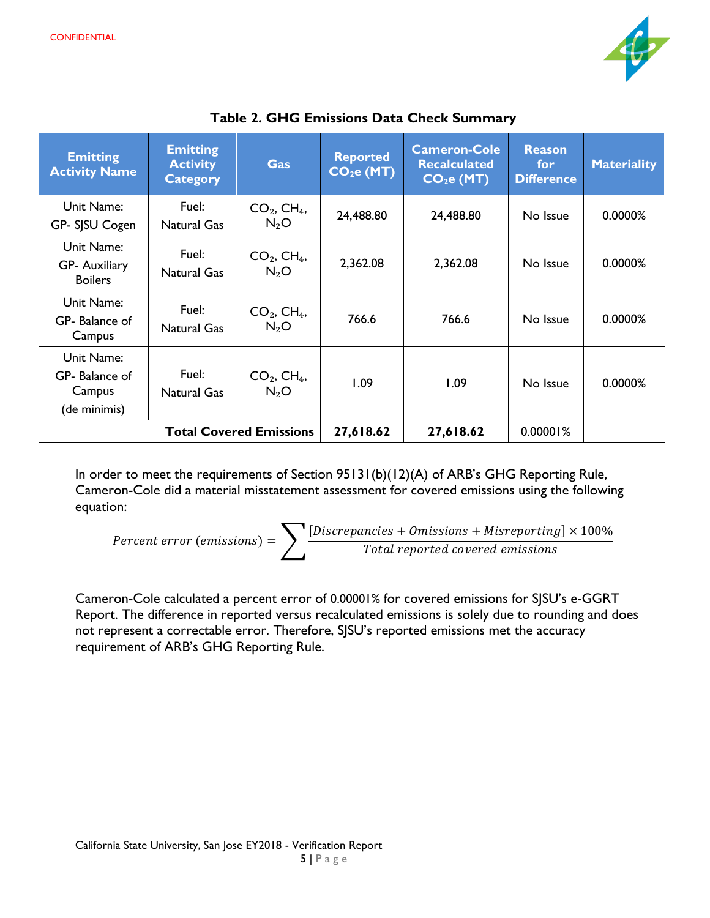CONFIDENTIAL

**Table 2. GHG Emissions Data Check Summary**

| Emitting Activity Name | Emitting Activity Category | Gas | Reported $CO_2e$ (MT) | Cameron-Cole Recalculated $CO_2e$ (MT) | Reason for Difference | Materiality |
|---|---|---|---|---|---|---|
| Unit Name: GP- SJSU Cogen | Fuel: Natural Gas | $CO_2$, $CH_4$, $N_2O$ | 24,488.80 | 24,488.80 | No Issue | 0.0000% |
| Unit Name: GP- Auxiliary Boilers | Fuel: Natural Gas | $CO_2$, $CH_4$, $N_2O$ | 2,362.08 | 2,362.08 | No Issue | 0.0000% |
| Unit Name: GP- Balance of Campus | Fuel: Natural Gas | $CO_2$, $CH_4$, $N_2O$ | 766.6 | 766.6 | No Issue | 0.0000% |
| Unit Name: GP- Balance of Campus (de minimis) | Fuel: Natural Gas | $CO_2$, $CH_4$, $N_2O$ | 1.09 | 1.09 | No Issue | 0.0000% |
| **Total Covered Emissions** | | | **27,618.62** | **27,618.62** | 0.00001% | |

In order to meet the requirements of Section 95131(b)(12)(A) of ARB's GHG Reporting Rule, Cameron-Cole did a material misstatement assessment for covered emissions using the following equation:

$$Percent\ error\ (emissions) = \sum \frac{[Discrepancies + Omissions + Misreporting] \times 100\%}{Total\ reported\ covered\ emissions}$$

Cameron-Cole calculated a percent error of 0.00001% for covered emissions for SJSU's e-GGRT Report. The difference in reported versus recalculated emissions is solely due to rounding and does not represent a correctable error. Therefore, SJSU's reported emissions met the accuracy requirement of ARB's GHG Reporting Rule.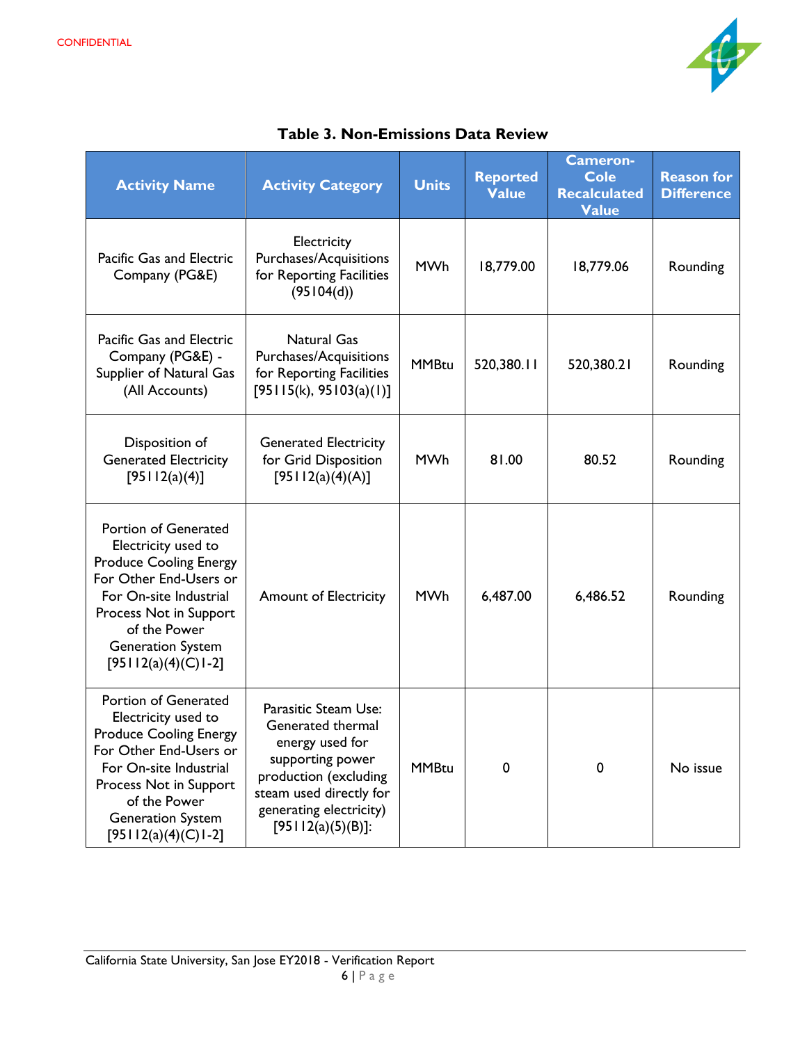CONFIDENTIAL

**Table 3. Non-Emissions Data Review**

| Activity Name | Activity Category | Units | Reported Value | Cameron-Cole Recalculated Value | Reason for Difference |
|---|---|---|---|---|---|
| Pacific Gas and Electric Company (PG&E) | Electricity Purchases/Acquisitions for Reporting Facilities (95104(d)) | MWh | 18,779.00 | 18,779.06 | Rounding |
| Pacific Gas and Electric Company (PG&E) - Supplier of Natural Gas (All Accounts) | Natural Gas Purchases/Acquisitions for Reporting Facilities [95115(k), 95103(a)(1)] | MMBtu | 520,380.11 | 520,380.21 | Rounding |
| Disposition of Generated Electricity [95112(a)(4)] | Generated Electricity for Grid Disposition [95112(a)(4)(A)] | MWh | 81.00 | 80.52 | Rounding |
| Portion of Generated Electricity used to Produce Cooling Energy For Other End-Users or For On-site Industrial Process Not in Support of the Power Generation System [95112(a)(4)(C)1-2] | Amount of Electricity | MWh | 6,487.00 | 6,486.52 | Rounding |
| Portion of Generated Electricity used to Produce Cooling Energy For Other End-Users or For On-site Industrial Process Not in Support of the Power Generation System [95112(a)(4)(C)1-2] | Parasitic Steam Use: Generated thermal energy used for supporting power production (excluding steam used directly for generating electricity) [95112(a)(5)(B)]: | MMBtu | 0 | 0 | No issue |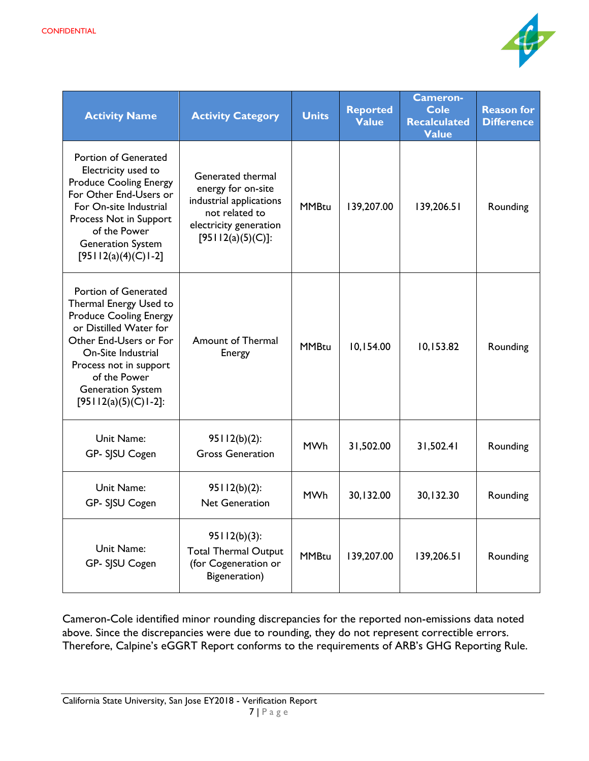| Activity Name | Activity Category | Units | Reported Value | Cameron-Cole Recalculated Value | Reason for Difference |
|---|---|---|---|---|---|
| Portion of Generated Electricity used to Produce Cooling Energy For Other End-Users or For On-site Industrial Process Not in Support of the Power Generation System [95112(a)(4)(C)1-2] | Generated thermal energy for on-site industrial applications not related to electricity generation [95112(a)(5)(C)]: | MMBtu | 139,207.00 | 139,206.51 | Rounding |
| Portion of Generated Thermal Energy Used to Produce Cooling Energy or Distilled Water for Other End-Users or For On-Site Industrial Process not in support of the Power Generation System [95112(a)(5)(C)1-2]: | Amount of Thermal Energy | MMBtu | 10,154.00 | 10,153.82 | Rounding |
| Unit Name: GP- SJSU Cogen | 95112(b)(2): Gross Generation | MWh | 31,502.00 | 31,502.41 | Rounding |
| Unit Name: GP- SJSU Cogen | 95112(b)(2): Net Generation | MWh | 30,132.00 | 30,132.30 | Rounding |
| Unit Name: GP- SJSU Cogen | 95112(b)(3): Total Thermal Output (for Cogeneration or Bigeneration) | MMBtu | 139,207.00 | 139,206.51 | Rounding |

Cameron-Cole identified minor rounding discrepancies for the reported non-emissions data noted above. Since the discrepancies were due to rounding, they do not represent correctible errors. Therefore, Calpine's eGGRT Report conforms to the requirements of ARB's GHG Reporting Rule.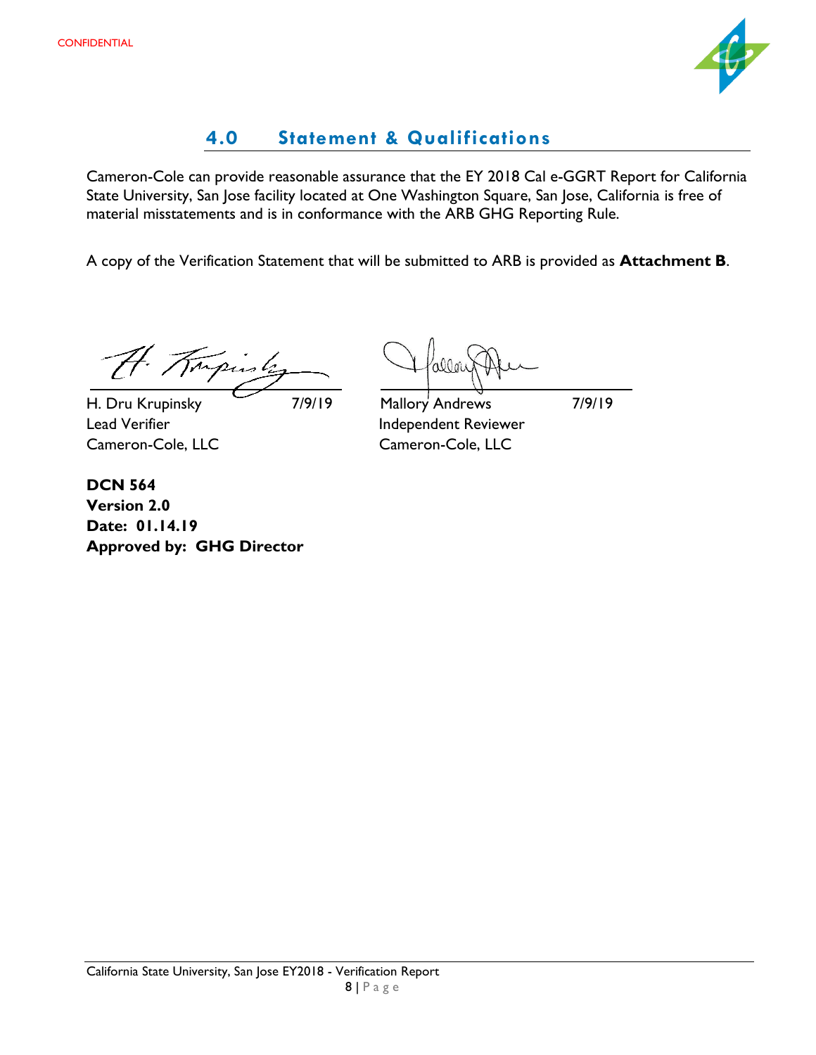CONFIDENTIAL

## 4.0 Statement & Qualifications

Cameron-Cole can provide reasonable assurance that the EY 2018 Cal e-GGRT Report for California State University, San Jose facility located at One Washington Square, San Jose, California is free of material misstatements and is in conformance with the ARB GHG Reporting Rule.

A copy of the Verification Statement that will be submitted to ARB is provided as **Attachment B**.

| | |
|---|---|
| H. Dru Krupinsky 7/9/19 | Mallory Andrews 7/9/19 |
| Lead Verifier | Independent Reviewer |
| Cameron-Cole, LLC | Cameron-Cole, LLC |

**DCN 564**
**Version 2.0**
**Date: 01.14.19**
**Approved by: GHG Director**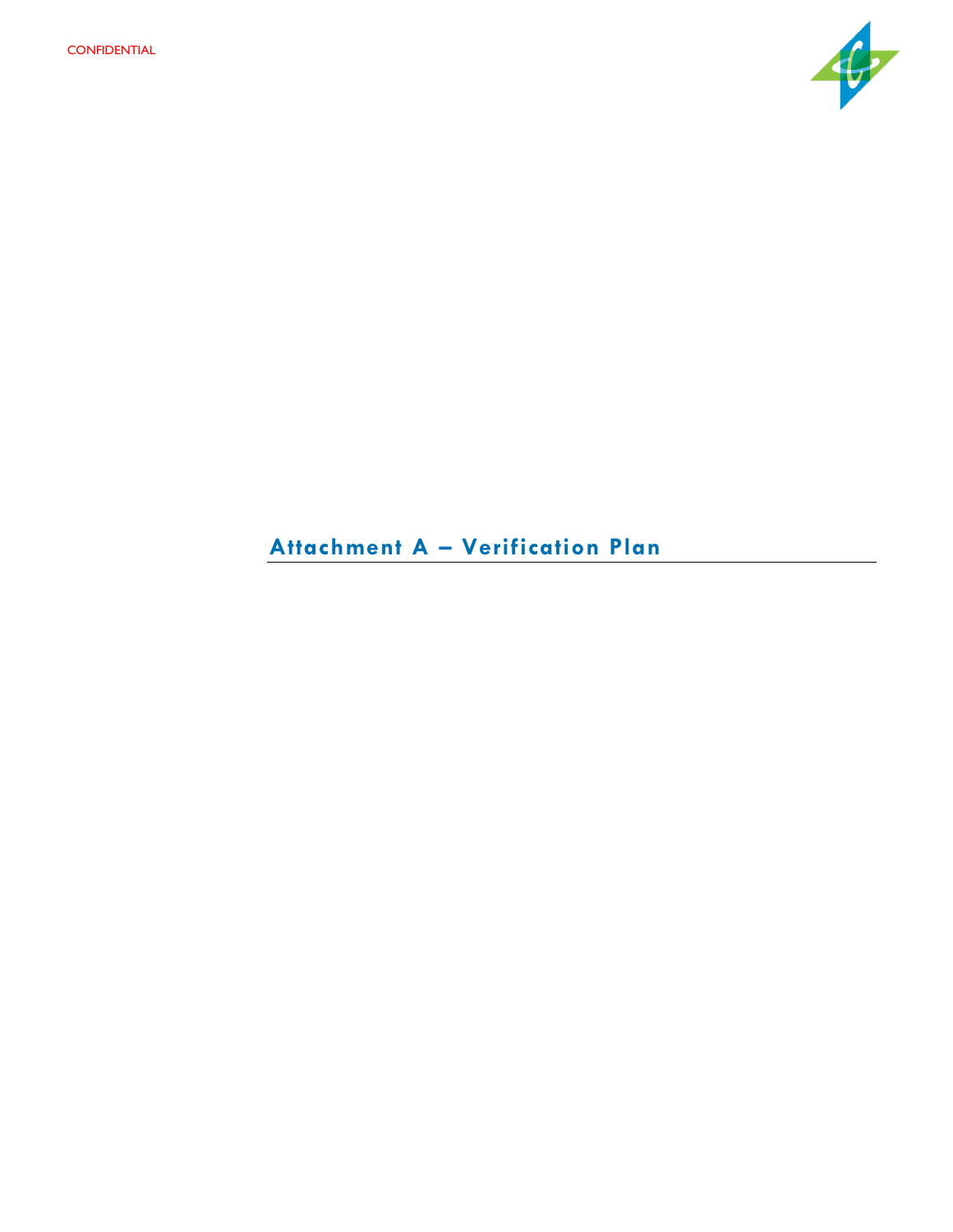# Attachment A – Verification Plan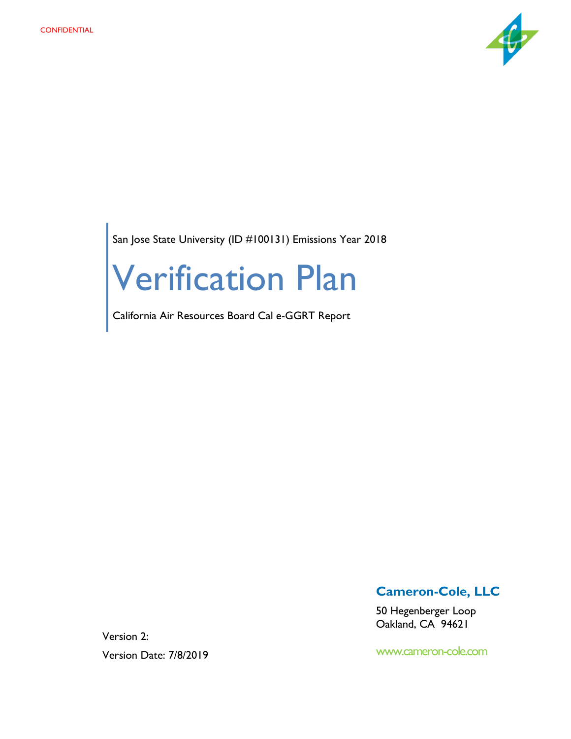CONFIDENTIAL

San Jose State University (ID #100131) Emissions Year 2018

# Verification Plan

California Air Resources Board Cal e-GGRT Report

Version 2:

Version Date: 7/8/2019

**Cameron-Cole, LLC**

50 Hegenberger Loop
Oakland, CA 94621

www.cameron-cole.com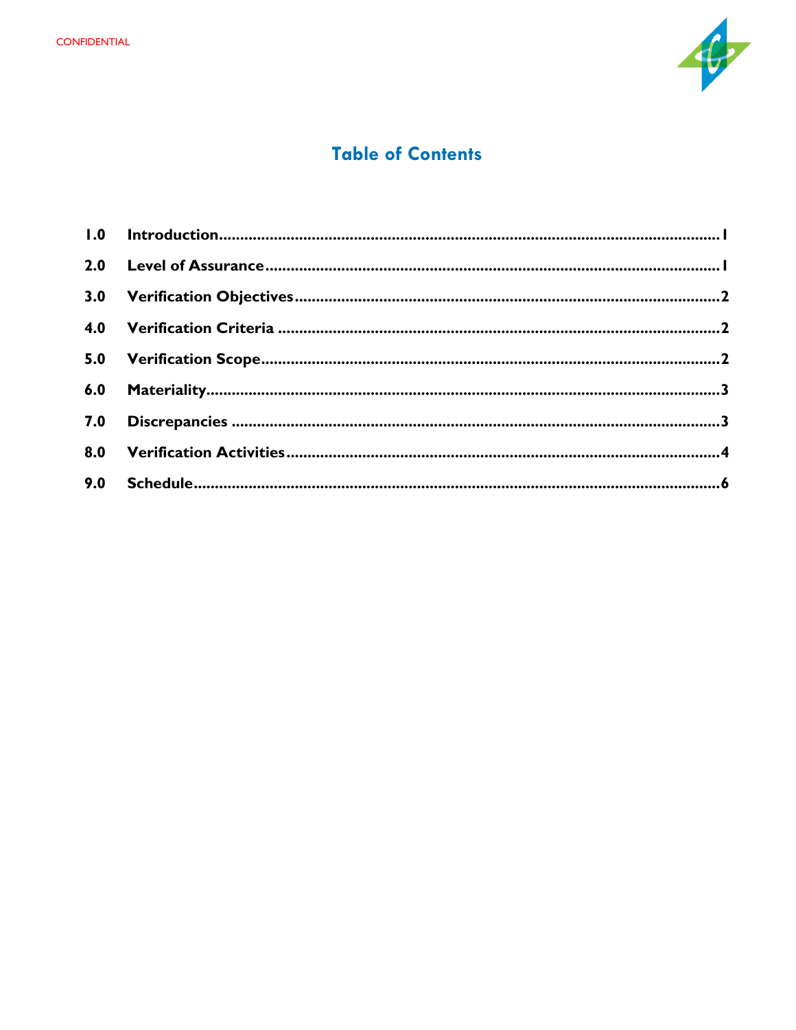CONFIDENTIAL

# Table of Contents

| | | |
|---|---|---|
| 1.0 | Introduction | 1 |
| 2.0 | Level of Assurance | 1 |
| 3.0 | Verification Objectives | 2 |
| 4.0 | Verification Criteria | 2 |
| 5.0 | Verification Scope | 2 |
| 6.0 | Materiality | 3 |
| 7.0 | Discrepancies | 3 |
| 8.0 | Verification Activities | 4 |
| 9.0 | Schedule | 6 |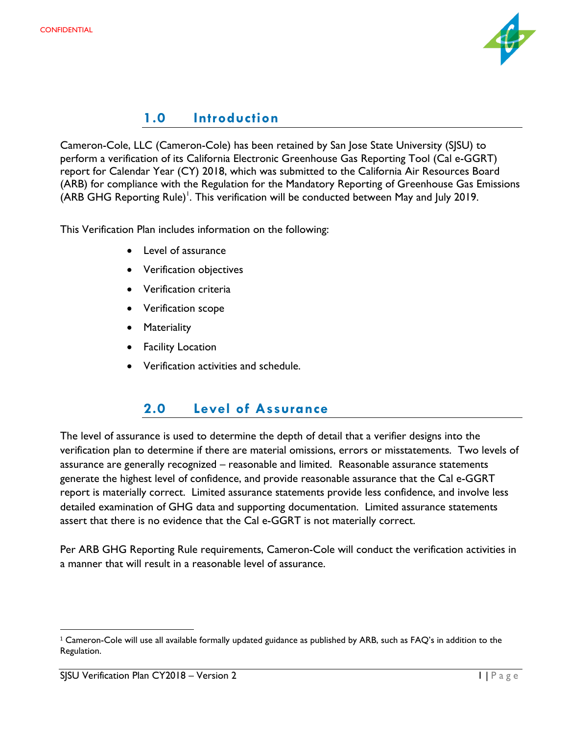## 1.0 Introduction

Cameron-Cole, LLC (Cameron-Cole) has been retained by San Jose State University (SJSU) to perform a verification of its California Electronic Greenhouse Gas Reporting Tool (Cal e-GGRT) report for Calendar Year (CY) 2018, which was submitted to the California Air Resources Board (ARB) for compliance with the Regulation for the Mandatory Reporting of Greenhouse Gas Emissions (ARB GHG Reporting Rule)[1]. This verification will be conducted between May and July 2019.

This Verification Plan includes information on the following:

- Level of assurance
- Verification objectives
- Verification criteria
- Verification scope
- Materiality
- Facility Location
- Verification activities and schedule.

## 2.0 Level of Assurance

The level of assurance is used to determine the depth of detail that a verifier designs into the verification plan to determine if there are material omissions, errors or misstatements. Two levels of assurance are generally recognized – reasonable and limited. Reasonable assurance statements generate the highest level of confidence, and provide reasonable assurance that the Cal e-GGRT report is materially correct. Limited assurance statements provide less confidence, and involve less detailed examination of GHG data and supporting documentation. Limited assurance statements assert that there is no evidence that the Cal e-GGRT is not materially correct.

Per ARB GHG Reporting Rule requirements, Cameron-Cole will conduct the verification activities in a manner that will result in a reasonable level of assurance.

[1] Cameron-Cole will use all available formally updated guidance as published by ARB, such as FAQ's in addition to the Regulation.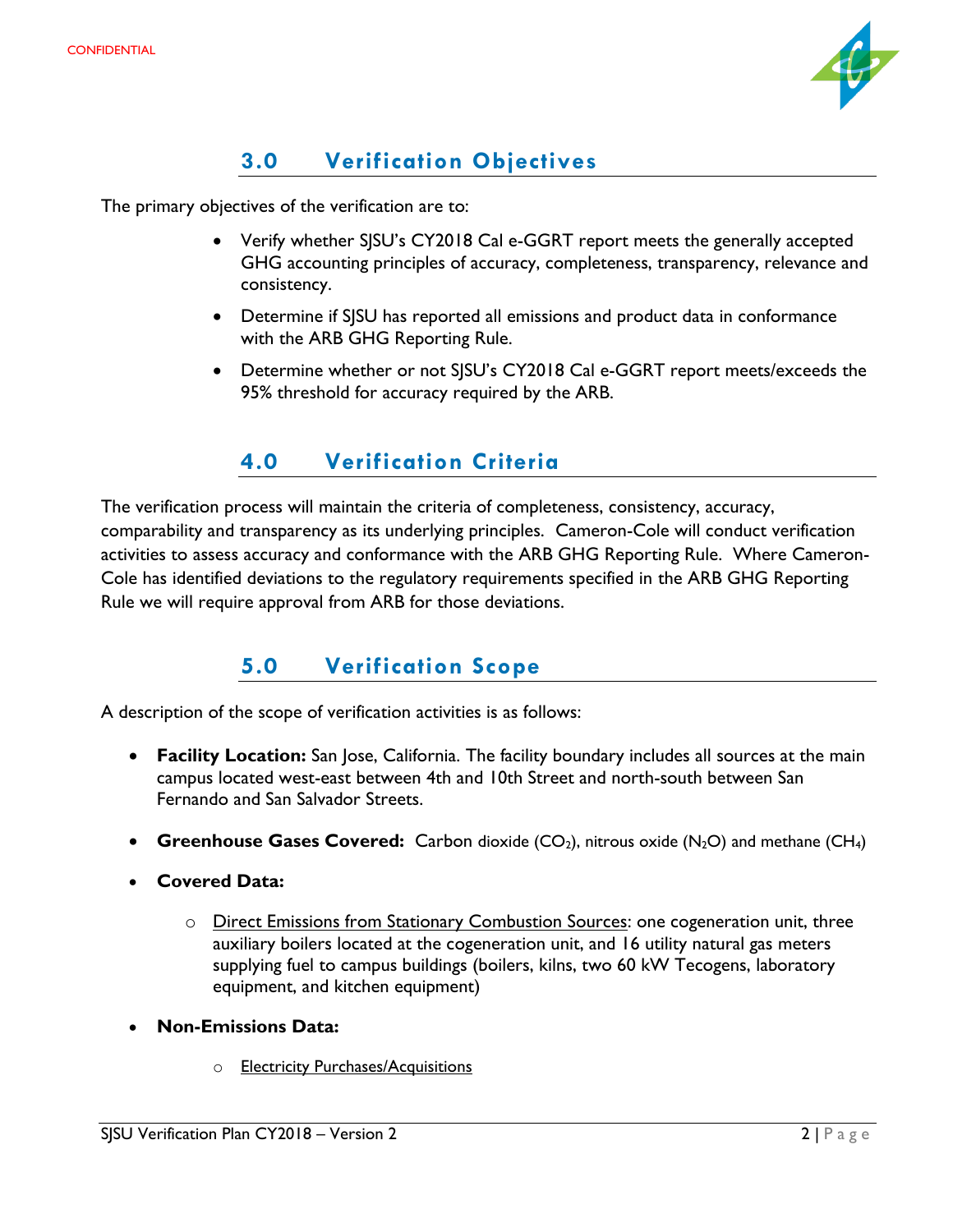## 3.0 Verification Objectives

The primary objectives of the verification are to:

- Verify whether SJSU's CY2018 Cal e-GGRT report meets the generally accepted GHG accounting principles of accuracy, completeness, transparency, relevance and consistency.
- Determine if SJSU has reported all emissions and product data in conformance with the ARB GHG Reporting Rule.
- Determine whether or not SJSU's CY2018 Cal e-GGRT report meets/exceeds the 95% threshold for accuracy required by the ARB.

## 4.0 Verification Criteria

The verification process will maintain the criteria of completeness, consistency, accuracy, comparability and transparency as its underlying principles. Cameron-Cole will conduct verification activities to assess accuracy and conformance with the ARB GHG Reporting Rule. Where Cameron-Cole has identified deviations to the regulatory requirements specified in the ARB GHG Reporting Rule we will require approval from ARB for those deviations.

## 5.0 Verification Scope

A description of the scope of verification activities is as follows:

- **Facility Location:** San Jose, California. The facility boundary includes all sources at the main campus located west-east between 4th and 10th Street and north-south between San Fernando and San Salvador Streets.
- **Greenhouse Gases Covered:** Carbon dioxide ($CO_2$), nitrous oxide ($N_2O$) and methane ($CH_4$)
- **Covered Data:**
  - Direct Emissions from Stationary Combustion Sources: one cogeneration unit, three auxiliary boilers located at the cogeneration unit, and 16 utility natural gas meters supplying fuel to campus buildings (boilers, kilns, two 60 kW Tecogens, laboratory equipment, and kitchen equipment)
- **Non-Emissions Data:**
  - Electricity Purchases/Acquisitions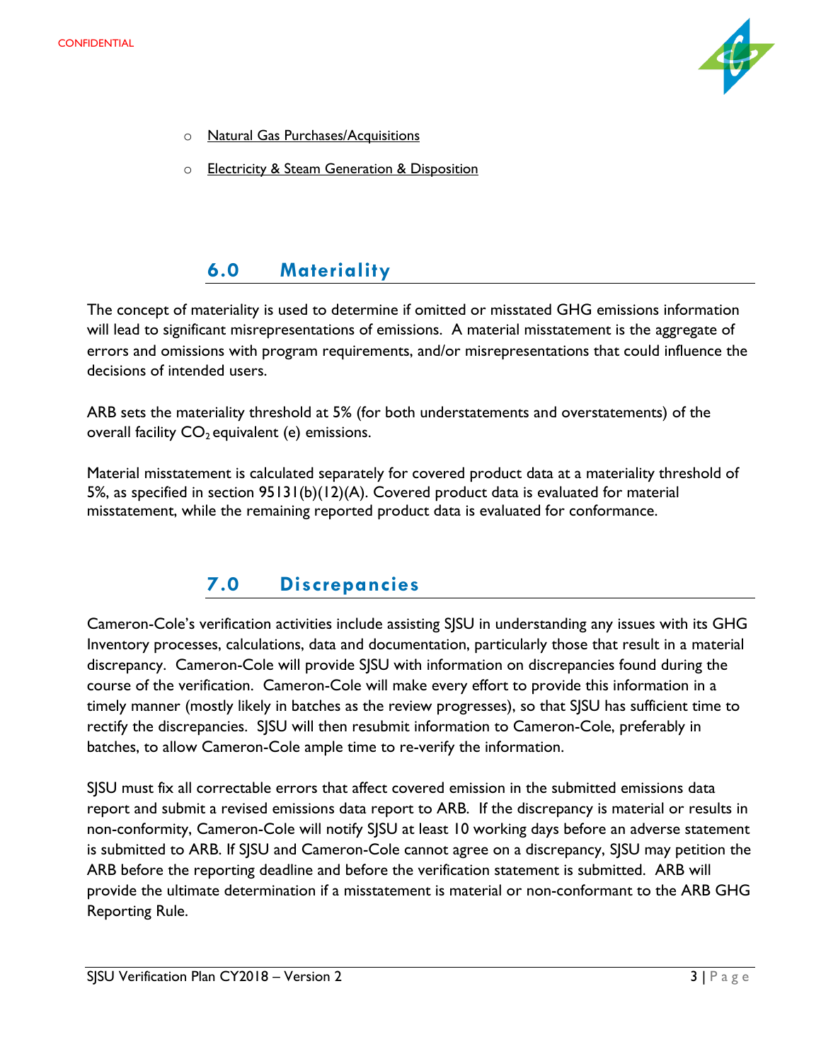- Natural Gas Purchases/Acquisitions
- Electricity & Steam Generation & Disposition

## 6.0 Materiality

The concept of materiality is used to determine if omitted or misstated GHG emissions information will lead to significant misrepresentations of emissions. A material misstatement is the aggregate of errors and omissions with program requirements, and/or misrepresentations that could influence the decisions of intended users.

ARB sets the materiality threshold at 5% (for both understatements and overstatements) of the overall facility $CO_2$ equivalent (e) emissions.

Material misstatement is calculated separately for covered product data at a materiality threshold of 5%, as specified in section 95131(b)(12)(A). Covered product data is evaluated for material misstatement, while the remaining reported product data is evaluated for conformance.

## 7.0 Discrepancies

Cameron-Cole's verification activities include assisting SJSU in understanding any issues with its GHG Inventory processes, calculations, data and documentation, particularly those that result in a material discrepancy. Cameron-Cole will provide SJSU with information on discrepancies found during the course of the verification. Cameron-Cole will make every effort to provide this information in a timely manner (mostly likely in batches as the review progresses), so that SJSU has sufficient time to rectify the discrepancies. SJSU will then resubmit information to Cameron-Cole, preferably in batches, to allow Cameron-Cole ample time to re-verify the information.

SJSU must fix all correctable errors that affect covered emission in the submitted emissions data report and submit a revised emissions data report to ARB. If the discrepancy is material or results in non-conformity, Cameron-Cole will notify SJSU at least 10 working days before an adverse statement is submitted to ARB. If SJSU and Cameron-Cole cannot agree on a discrepancy, SJSU may petition the ARB before the reporting deadline and before the verification statement is submitted. ARB will provide the ultimate determination if a misstatement is material or non-conformant to the ARB GHG Reporting Rule.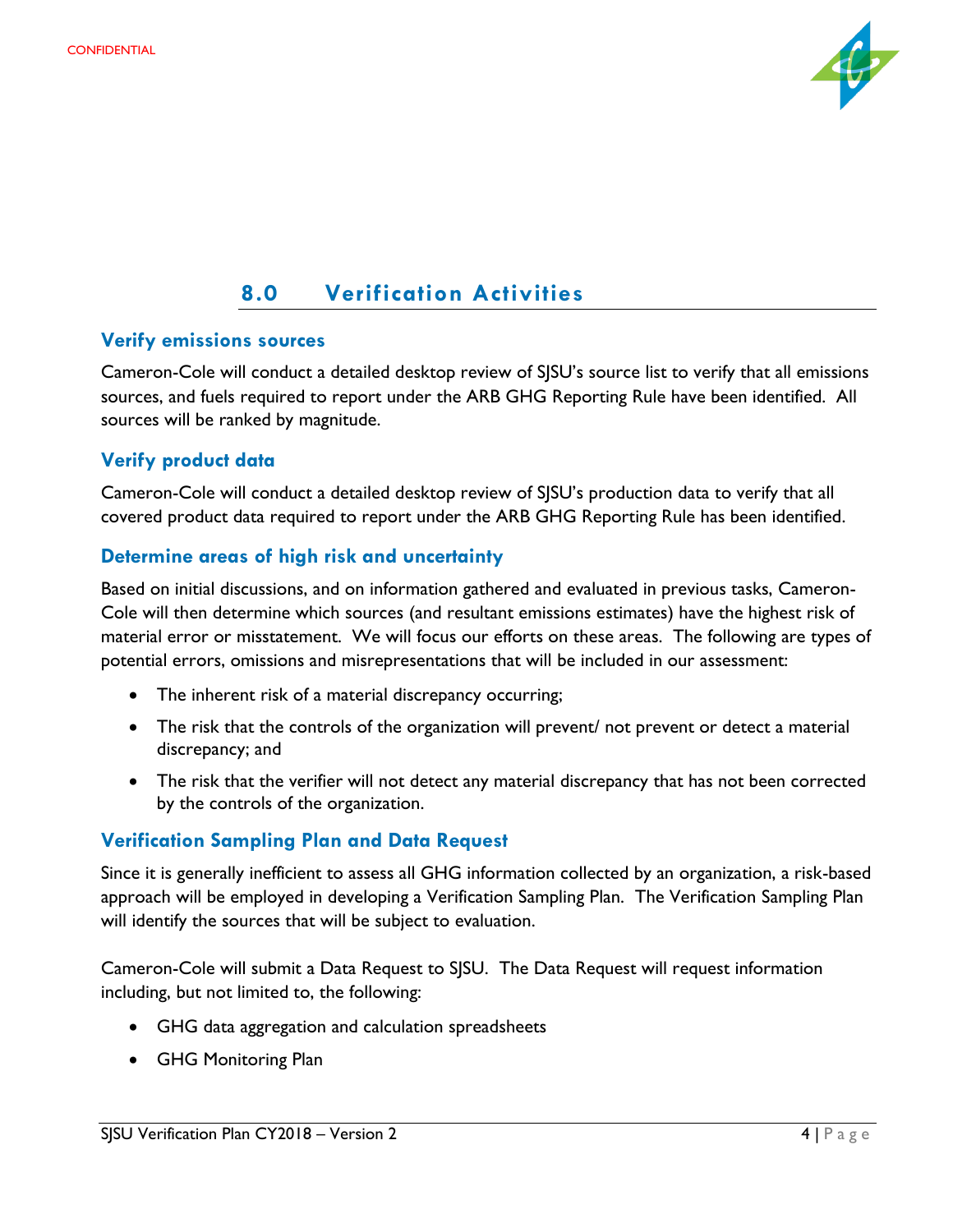CONFIDENTIAL

# 8.0 Verification Activities

### Verify emissions sources

Cameron-Cole will conduct a detailed desktop review of SJSU's source list to verify that all emissions sources, and fuels required to report under the ARB GHG Reporting Rule have been identified. All sources will be ranked by magnitude.

### Verify product data

Cameron-Cole will conduct a detailed desktop review of SJSU's production data to verify that all covered product data required to report under the ARB GHG Reporting Rule has been identified.

### Determine areas of high risk and uncertainty

Based on initial discussions, and on information gathered and evaluated in previous tasks, Cameron-Cole will then determine which sources (and resultant emissions estimates) have the highest risk of material error or misstatement. We will focus our efforts on these areas. The following are types of potential errors, omissions and misrepresentations that will be included in our assessment:

- The inherent risk of a material discrepancy occurring;
- The risk that the controls of the organization will prevent/ not prevent or detect a material discrepancy; and
- The risk that the verifier will not detect any material discrepancy that has not been corrected by the controls of the organization.

### Verification Sampling Plan and Data Request

Since it is generally inefficient to assess all GHG information collected by an organization, a risk-based approach will be employed in developing a Verification Sampling Plan. The Verification Sampling Plan will identify the sources that will be subject to evaluation.

Cameron-Cole will submit a Data Request to SJSU. The Data Request will request information including, but not limited to, the following:

- GHG data aggregation and calculation spreadsheets
- GHG Monitoring Plan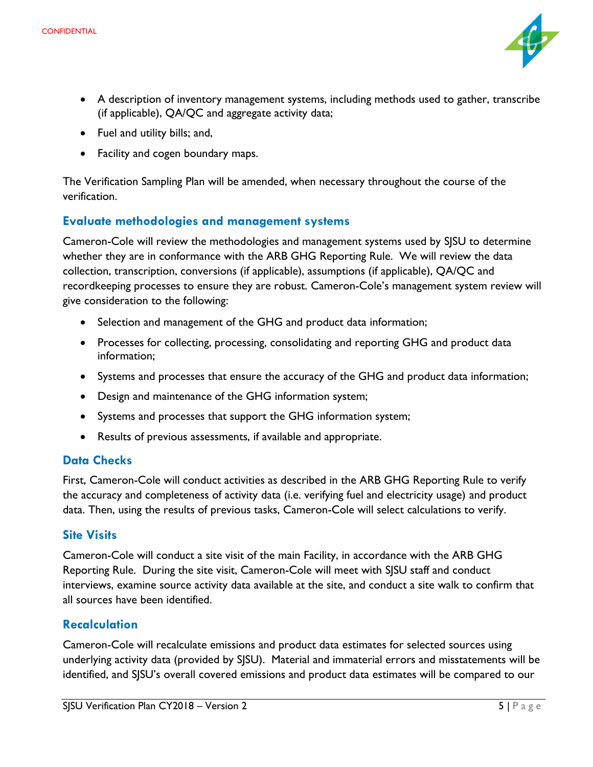- A description of inventory management systems, including methods used to gather, transcribe (if applicable), QA/QC and aggregate activity data;
- Fuel and utility bills; and,
- Facility and cogen boundary maps.

The Verification Sampling Plan will be amended, when necessary throughout the course of the verification.

### Evaluate methodologies and management systems

Cameron-Cole will review the methodologies and management systems used by SJSU to determine whether they are in conformance with the ARB GHG Reporting Rule. We will review the data collection, transcription, conversions (if applicable), assumptions (if applicable), QA/QC and recordkeeping processes to ensure they are robust. Cameron-Cole's management system review will give consideration to the following:

- Selection and management of the GHG and product data information;
- Processes for collecting, processing, consolidating and reporting GHG and product data information;
- Systems and processes that ensure the accuracy of the GHG and product data information;
- Design and maintenance of the GHG information system;
- Systems and processes that support the GHG information system;
- Results of previous assessments, if available and appropriate.

### Data Checks

First, Cameron-Cole will conduct activities as described in the ARB GHG Reporting Rule to verify the accuracy and completeness of activity data (i.e. verifying fuel and electricity usage) and product data. Then, using the results of previous tasks, Cameron-Cole will select calculations to verify.

### Site Visits

Cameron-Cole will conduct a site visit of the main Facility, in accordance with the ARB GHG Reporting Rule. During the site visit, Cameron-Cole will meet with SJSU staff and conduct interviews, examine source activity data available at the site, and conduct a site walk to confirm that all sources have been identified.

### Recalculation

Cameron-Cole will recalculate emissions and product data estimates for selected sources using underlying activity data (provided by SJSU). Material and immaterial errors and misstatements will be identified, and SJSU's overall covered emissions and product data estimates will be compared to our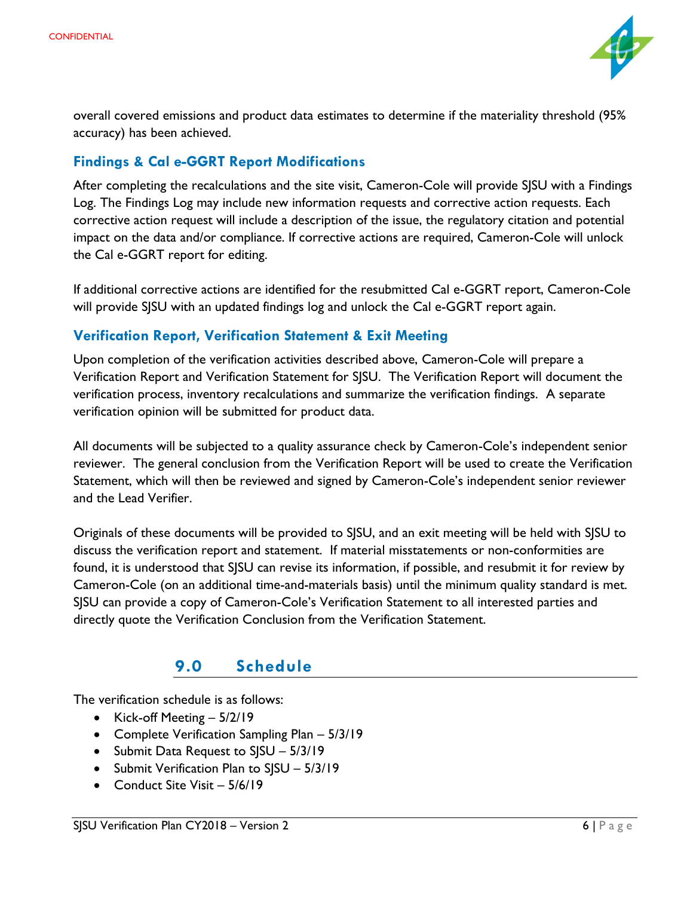overall covered emissions and product data estimates to determine if the materiality threshold (95% accuracy) has been achieved.

### Findings & Cal e-GGRT Report Modifications

After completing the recalculations and the site visit, Cameron-Cole will provide SJSU with a Findings Log. The Findings Log may include new information requests and corrective action requests. Each corrective action request will include a description of the issue, the regulatory citation and potential impact on the data and/or compliance. If corrective actions are required, Cameron-Cole will unlock the Cal e-GGRT report for editing.

If additional corrective actions are identified for the resubmitted Cal e-GGRT report, Cameron-Cole will provide SJSU with an updated findings log and unlock the Cal e-GGRT report again.

### Verification Report, Verification Statement & Exit Meeting

Upon completion of the verification activities described above, Cameron-Cole will prepare a Verification Report and Verification Statement for SJSU. The Verification Report will document the verification process, inventory recalculations and summarize the verification findings. A separate verification opinion will be submitted for product data.

All documents will be subjected to a quality assurance check by Cameron-Cole's independent senior reviewer. The general conclusion from the Verification Report will be used to create the Verification Statement, which will then be reviewed and signed by Cameron-Cole's independent senior reviewer and the Lead Verifier.

Originals of these documents will be provided to SJSU, and an exit meeting will be held with SJSU to discuss the verification report and statement. If material misstatements or non-conformities are found, it is understood that SJSU can revise its information, if possible, and resubmit it for review by Cameron-Cole (on an additional time-and-materials basis) until the minimum quality standard is met. SJSU can provide a copy of Cameron-Cole's Verification Statement to all interested parties and directly quote the Verification Conclusion from the Verification Statement.

## 9.0 Schedule

The verification schedule is as follows:

- Kick-off Meeting – 5/2/19
- Complete Verification Sampling Plan – 5/3/19
- Submit Data Request to SJSU – 5/3/19
- Submit Verification Plan to SJSU – 5/3/19
- Conduct Site Visit – 5/6/19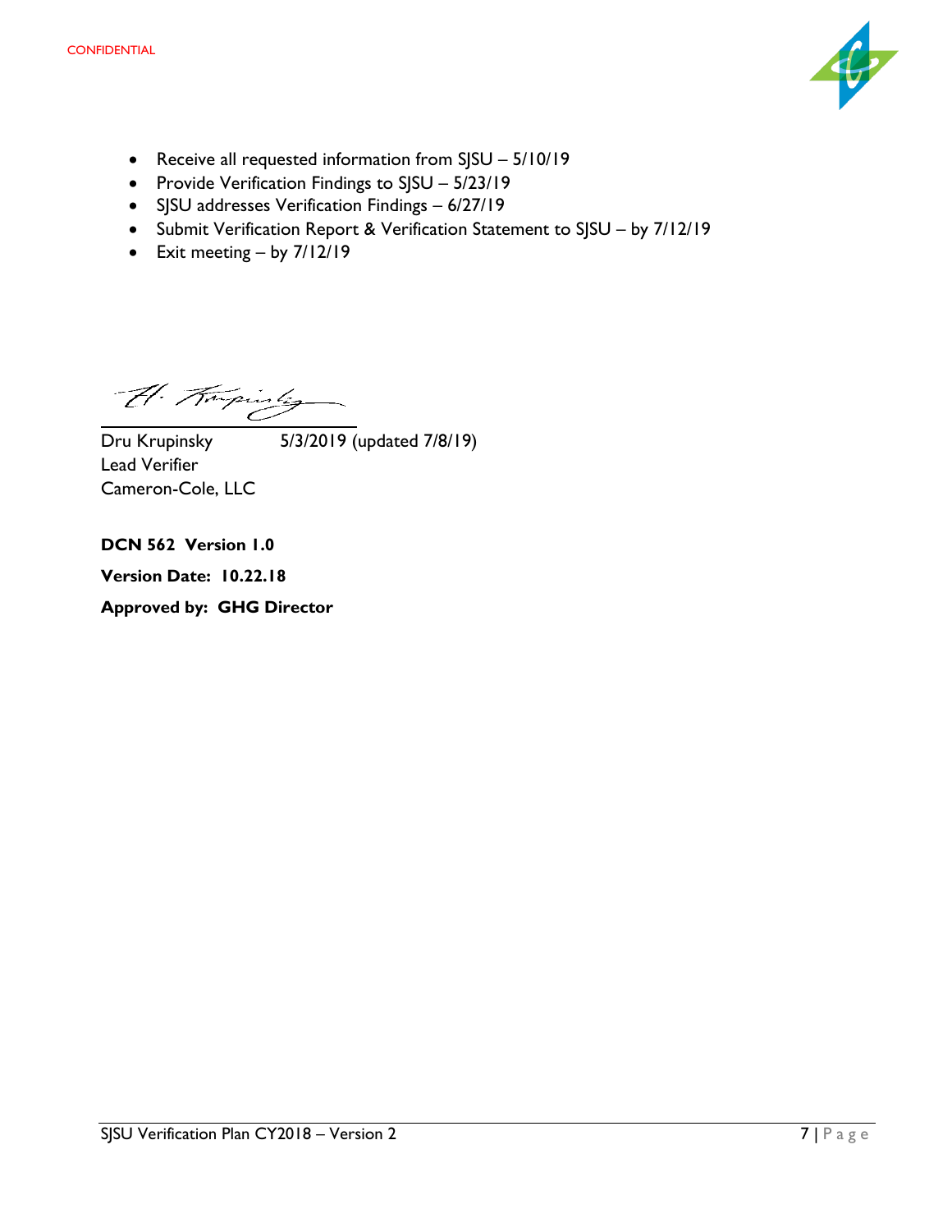- Receive all requested information from SJSU – 5/10/19
- Provide Verification Findings to SJSU – 5/23/19
- SJSU addresses Verification Findings – 6/27/19
- Submit Verification Report & Verification Statement to SJSU – by 7/12/19
- Exit meeting – by 7/12/19

Dru Krupinsky 5/3/2019 (updated 7/8/19)
Lead Verifier
Cameron-Cole, LLC

**DCN 562 Version 1.0**

**Version Date: 10.22.18**

**Approved by: GHG Director**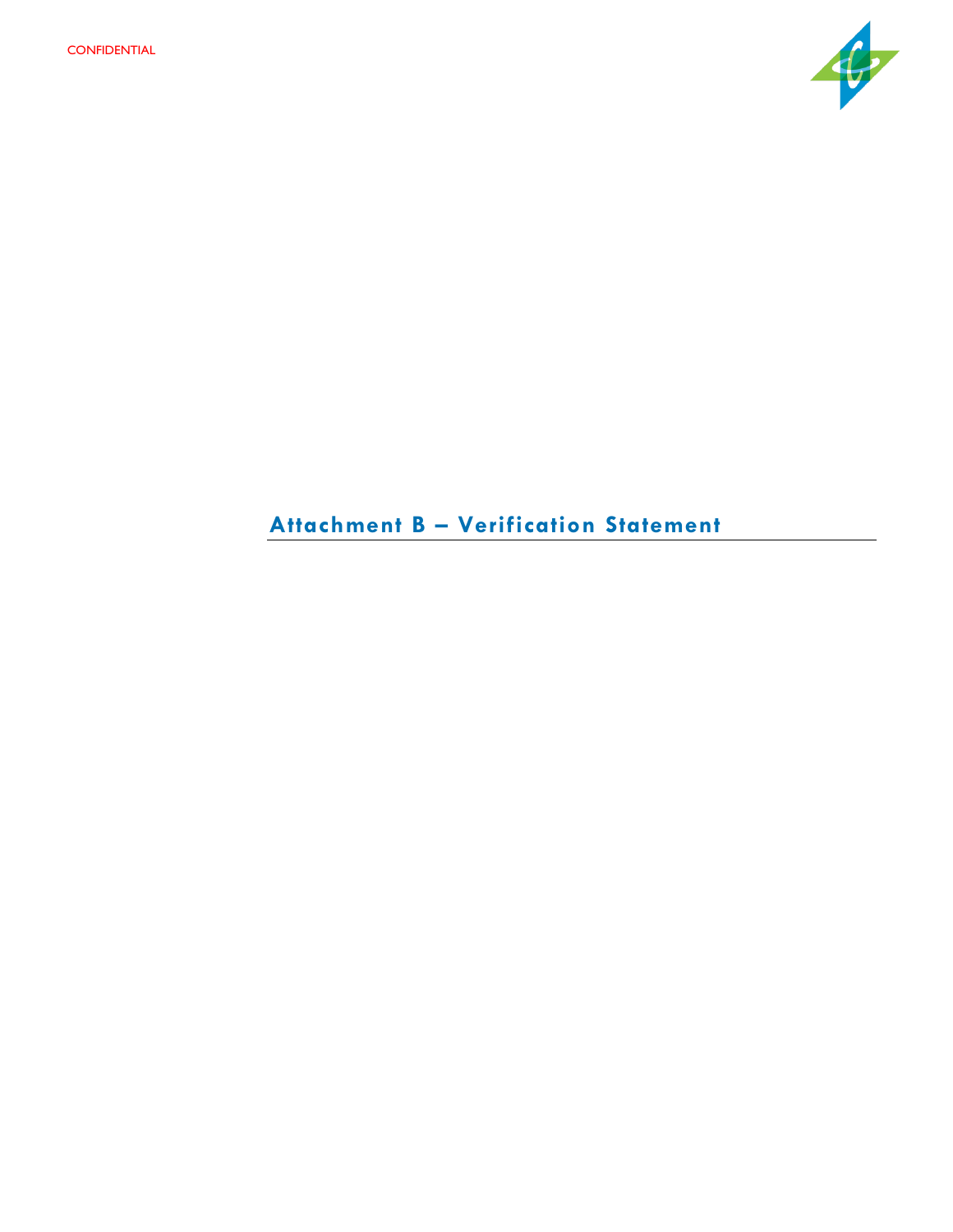CONFIDENTIAL

# Attachment B – Verification Statement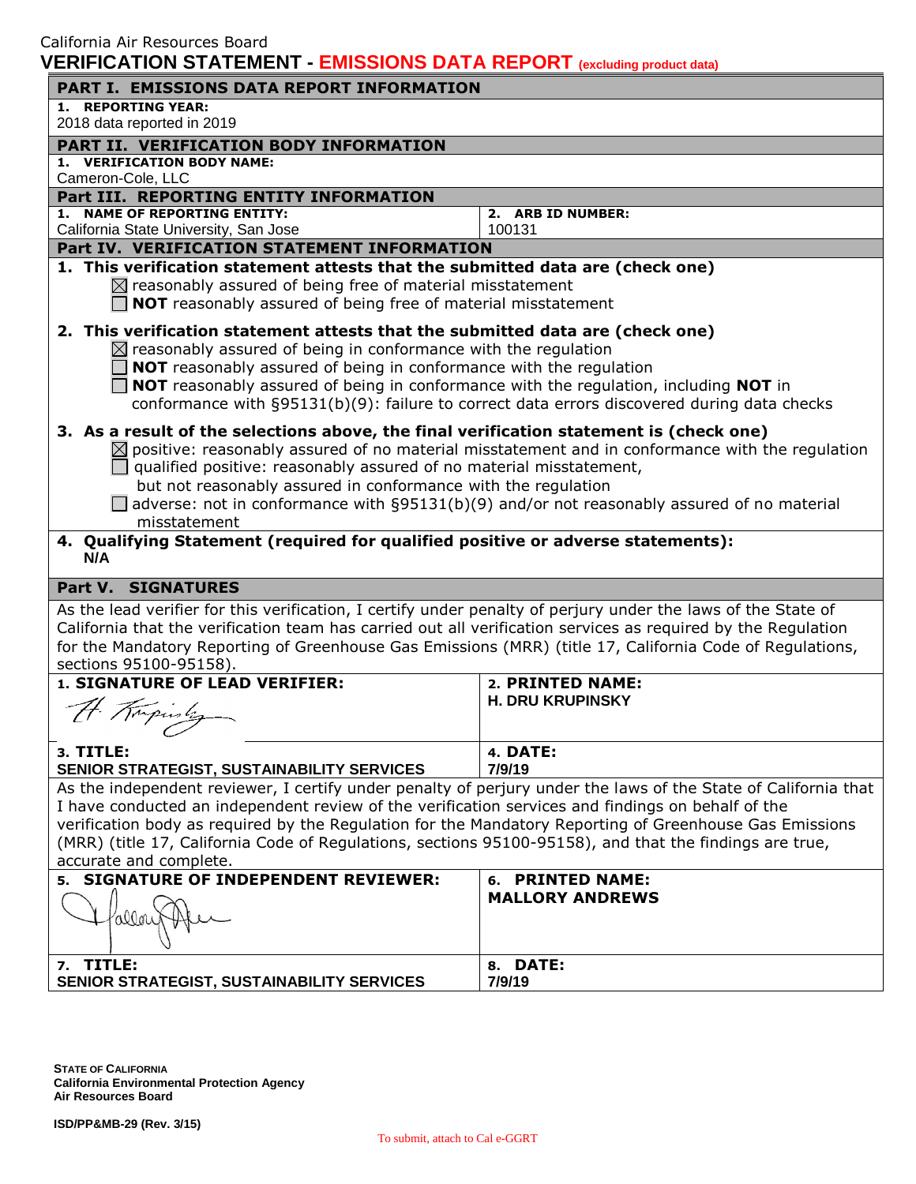California Air Resources Board

# VERIFICATION STATEMENT - EMISSIONS DATA REPORT (excluding product data)

## PART I. EMISSIONS DATA REPORT INFORMATION

**1. REPORTING YEAR:**
2018 data reported in 2019

## PART II. VERIFICATION BODY INFORMATION

**1. VERIFICATION BODY NAME:**
Cameron-Cole, LLC

## Part III. REPORTING ENTITY INFORMATION

| **1. NAME OF REPORTING ENTITY:** | **2. ARB ID NUMBER:** |
| --- | --- |
| California State University, San Jose | 100131 |

## Part IV. VERIFICATION STATEMENT INFORMATION

**1. This verification statement attests that the submitted data are (check one)**

- ☒ reasonably assured of being free of material misstatement
- ☐ **NOT** reasonably assured of being free of material misstatement

**2. This verification statement attests that the submitted data are (check one)**

- ☒ reasonably assured of being in conformance with the regulation
- ☐ **NOT** reasonably assured of being in conformance with the regulation
- ☐ **NOT** reasonably assured of being in conformance with the regulation, including **NOT** in conformance with §95131(b)(9): failure to correct data errors discovered during data checks

**3. As a result of the selections above, the final verification statement is (check one)**

- ☒ positive: reasonably assured of no material misstatement and in conformance with the regulation
- ☐ qualified positive: reasonably assured of no material misstatement, but not reasonably assured in conformance with the regulation
- ☐ adverse: not in conformance with §95131(b)(9) and/or not reasonably assured of no material misstatement

**4. Qualifying Statement (required for qualified positive or adverse statements):**
**N/A**

## Part V. SIGNATURES

As the lead verifier for this verification, I certify under penalty of perjury under the laws of the State of California that the verification team has carried out all verification services as required by the Regulation for the Mandatory Reporting of Greenhouse Gas Emissions (MRR) (title 17, California Code of Regulations, sections 95100-95158).

| **1. SIGNATURE OF LEAD VERIFIER:** | **2. PRINTED NAME:** |
| --- | --- |
| [signature] | **H. DRU KRUPINSKY** |
| **3. TITLE:** | **4. DATE:** |
| **SENIOR STRATEGIST, SUSTAINABILITY SERVICES** | **7/9/19** |

As the independent reviewer, I certify under penalty of perjury under the laws of the State of California that I have conducted an independent review of the verification services and findings on behalf of the verification body as required by the Regulation for the Mandatory Reporting of Greenhouse Gas Emissions (MRR) (title 17, California Code of Regulations, sections 95100-95158), and that the findings are true, accurate and complete.

| **5. SIGNATURE OF INDEPENDENT REVIEWER:** | **6. PRINTED NAME:** |
| --- | --- |
| [signature] | **MALLORY ANDREWS** |
| **7. TITLE:** | **8. DATE:** |
| **SENIOR STRATEGIST, SUSTAINABILITY SERVICES** | **7/9/19** |

**STATE OF CALIFORNIA**
**California Environmental Protection Agency**
**Air Resources Board**

**ISD/PP&MB-29 (Rev. 3/15)**

To submit, attach to Cal e-GGRT